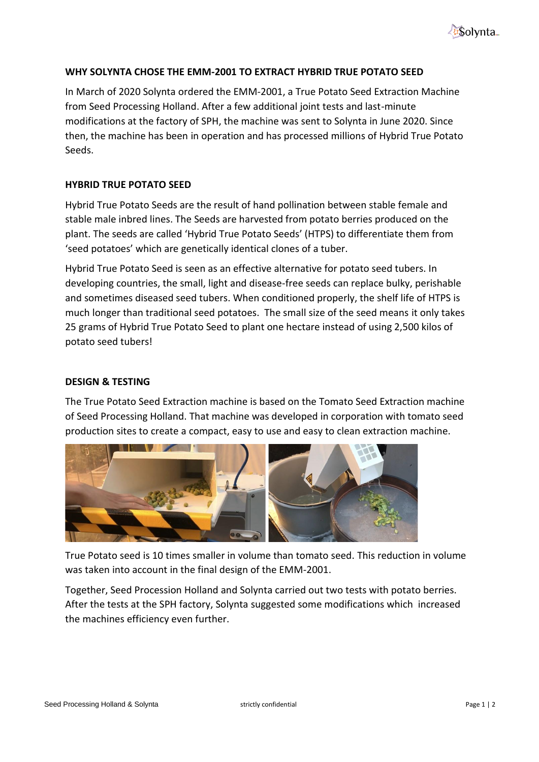## WHY SOLYNTA CHOSE THE EMM-2001 TO EXTRACT HYBRID TRUE POTATO SEED

In March of 2020 Solynta ordered the EMM-2001, a True Potato Seed Extraction Machine from Seed Processing Holland. After a few additional joint tests and last-minute modifications at the factory of SPH, the machine was sent to Solynta in June 2020. Since then, the machine has been in operation and has processed millions of Hybrid True Potato Seeds.

## HYBRID TRUE POTATO SEED

Hybrid True Potato Seeds are the result of hand pollination between stable female and stable male inbred lines. The Seeds are harvested from potato berries produced on the plant. The seeds are called 'Hybrid True Potato Seeds' (HTPS) to differentiate them from 'seed potatoes' which are genetically identical clones of a tuber.

Hybrid True Potato Seed is seen as an effective alternative for potato seed tubers. In developing countries, the small, light and disease-free seeds can replace bulky, perishable and sometimes diseased seed tubers. When conditioned properly, the shelf life of HTPS is much longer than traditional seed potatoes. The small size of the seed means it only takes 25 grams of Hybrid True Potato Seed to plant one hectare instead of using 2,500 kilos of potato seed tubers!

## DESIGN & TESTING

The True Potato Seed Extraction machine is based on the Tomato Seed Extraction machine of Seed Processing Holland. That machine was developed in corporation with tomato seed production sites to create a compact, easy to use and easy to clean extraction machine.

True Potato seed is 10 times smaller in volume than tomato seed. This reduction in volume was taken into account in the final design of the EMM-2001.

Together, Seed Procession Holland and Solynta carried out two tests with potato berries. After the tests at the SPH factory, Solynta suggested some modifications which increased the machines efficiency even further.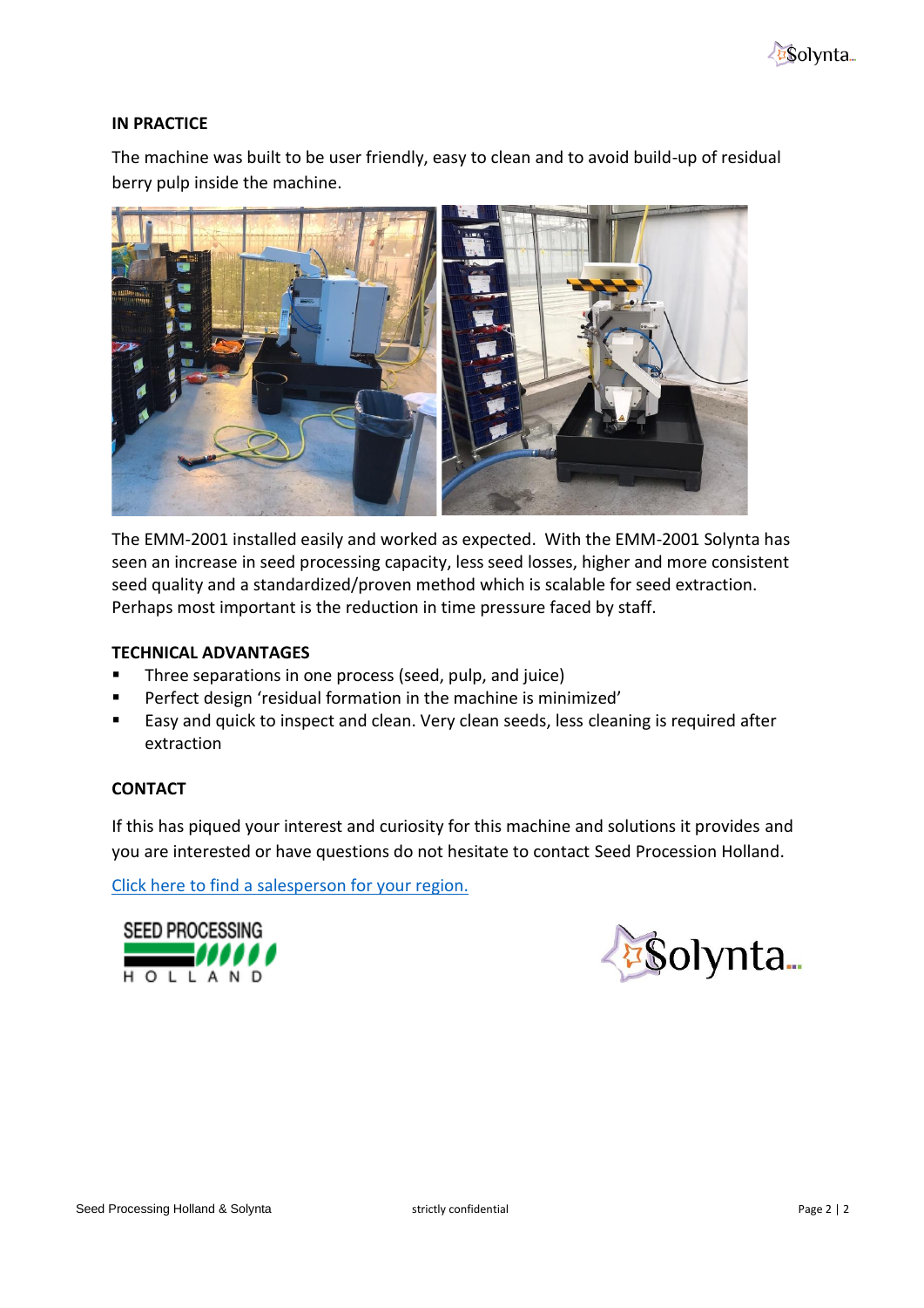**IN PRACTICE**

The machine was built to be user friendly, easy to clean and to avoid build-up of residual berry pulp inside the machine.

The EMM-2001 installed easily and worked as expected. With the EMM-2001 Solynta has seen an increase in seed processing capacity, less seed losses, higher and more consistent seed quality and a standardized/proven method which is scalable for seed extraction. Perhaps most important is the reduction in time pressure faced by staff.

**TECHNICAL ADVANTAGES**

- Three separations in one process (seed, pulp, and juice)
- Perfect design 'residual formation in the machine is minimized'
- Easy and quick to inspect and clean. Very clean seeds, less cleaning is required after extraction

**CONTACT**

If this has piqued your interest and curiosity for this machine and solutions it provides and you are interested or have questions do not hesitate to contact Seed Procession Holland.

[Click here to find a salesperson for your region.]

SEED PROCESSING HOLLAND

Solynta